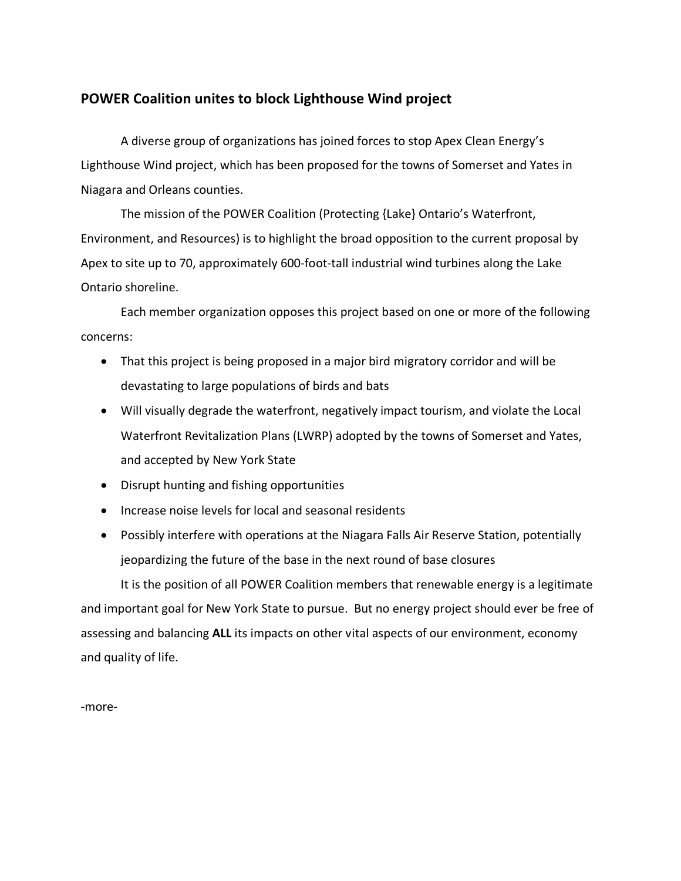## POWER Coalition unites to block Lighthouse Wind project

A diverse group of organizations has joined forces to stop Apex Clean Energy's Lighthouse Wind project, which has been proposed for the towns of Somerset and Yates in Niagara and Orleans counties.

The mission of the POWER Coalition (Protecting {Lake} Ontario's Waterfront, Environment, and Resources) is to highlight the broad opposition to the current proposal by Apex to site up to 70, approximately 600-foot-tall industrial wind turbines along the Lake Ontario shoreline.

Each member organization opposes this project based on one or more of the following concerns:

- That this project is being proposed in a major bird migratory corridor and will be devastating to large populations of birds and bats
- Will visually degrade the waterfront, negatively impact tourism, and violate the Local Waterfront Revitalization Plans (LWRP) adopted by the towns of Somerset and Yates, and accepted by New York State
- Disrupt hunting and fishing opportunities
- Increase noise levels for local and seasonal residents
- Possibly interfere with operations at the Niagara Falls Air Reserve Station, potentially jeopardizing the future of the base in the next round of base closures

It is the position of all POWER Coalition members that renewable energy is a legitimate and important goal for New York State to pursue. But no energy project should ever be free of assessing and balancing **ALL** its impacts on other vital aspects of our environment, economy and quality of life.

-more-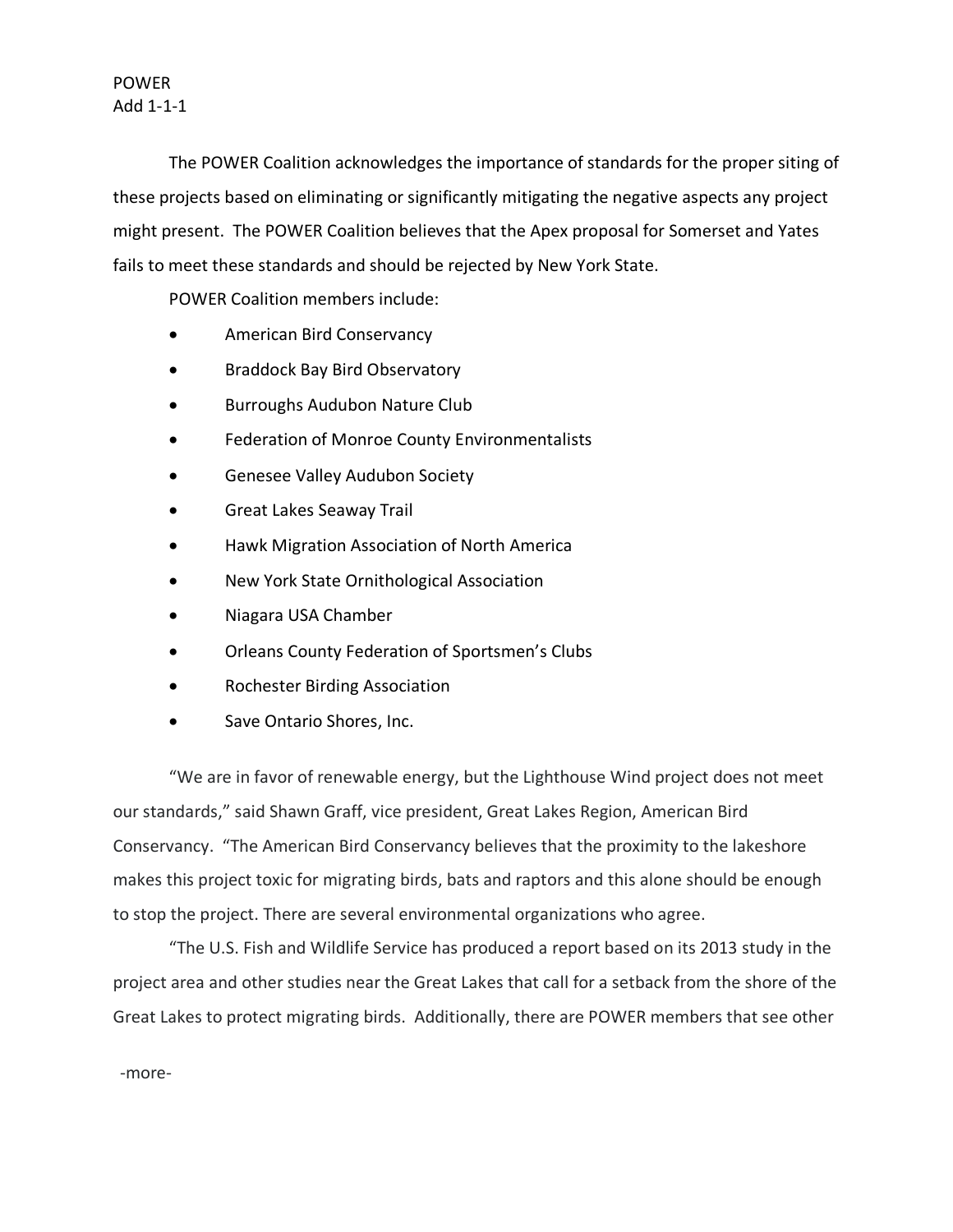POWER
Add 1-1-1

The POWER Coalition acknowledges the importance of standards for the proper siting of these projects based on eliminating or significantly mitigating the negative aspects any project might present. The POWER Coalition believes that the Apex proposal for Somerset and Yates fails to meet these standards and should be rejected by New York State.

POWER Coalition members include:

- American Bird Conservancy
- Braddock Bay Bird Observatory
- Burroughs Audubon Nature Club
- Federation of Monroe County Environmentalists
- Genesee Valley Audubon Society
- Great Lakes Seaway Trail
- Hawk Migration Association of North America
- New York State Ornithological Association
- Niagara USA Chamber
- Orleans County Federation of Sportsmen's Clubs
- Rochester Birding Association
- Save Ontario Shores, Inc.

"We are in favor of renewable energy, but the Lighthouse Wind project does not meet our standards," said Shawn Graff, vice president, Great Lakes Region, American Bird Conservancy. "The American Bird Conservancy believes that the proximity to the lakeshore makes this project toxic for migrating birds, bats and raptors and this alone should be enough to stop the project. There are several environmental organizations who agree.

"The U.S. Fish and Wildlife Service has produced a report based on its 2013 study in the project area and other studies near the Great Lakes that call for a setback from the shore of the Great Lakes to protect migrating birds. Additionally, there are POWER members that see other

-more-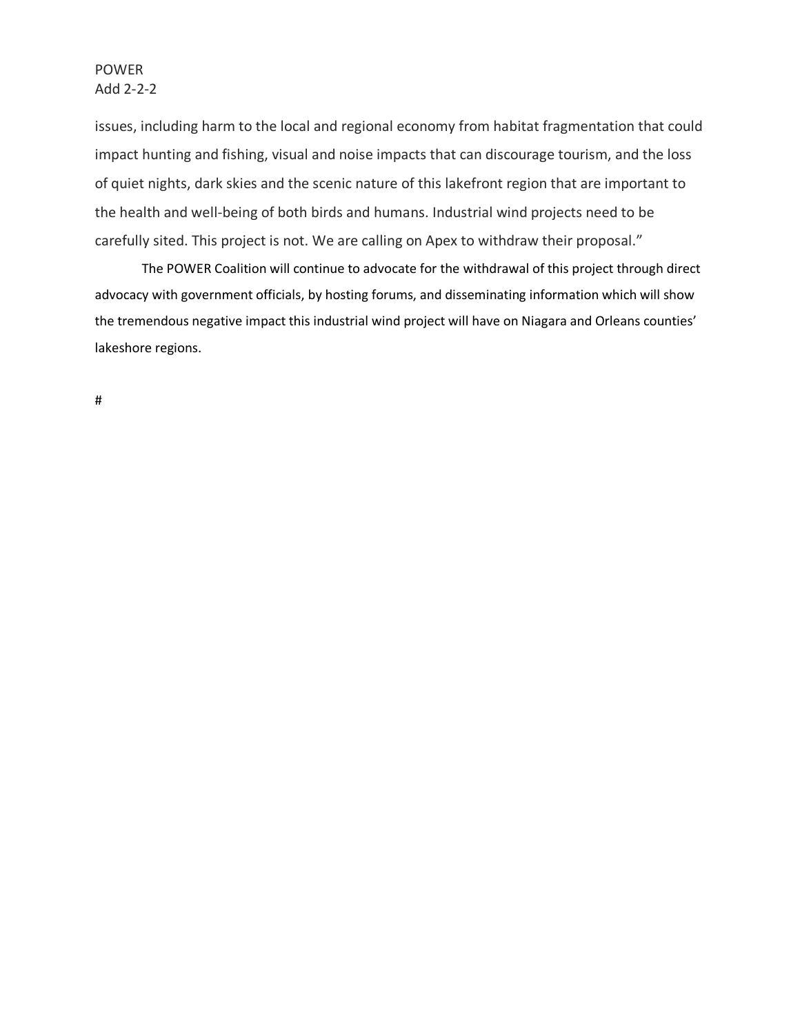issues, including harm to the local and regional economy from habitat fragmentation that could impact hunting and fishing, visual and noise impacts that can discourage tourism, and the loss of quiet nights, dark skies and the scenic nature of this lakefront region that are important to the health and well-being of both birds and humans. Industrial wind projects need to be carefully sited. This project is not. We are calling on Apex to withdraw their proposal."

The POWER Coalition will continue to advocate for the withdrawal of this project through direct advocacy with government officials, by hosting forums, and disseminating information which will show the tremendous negative impact this industrial wind project will have on Niagara and Orleans counties' lakeshore regions.

#